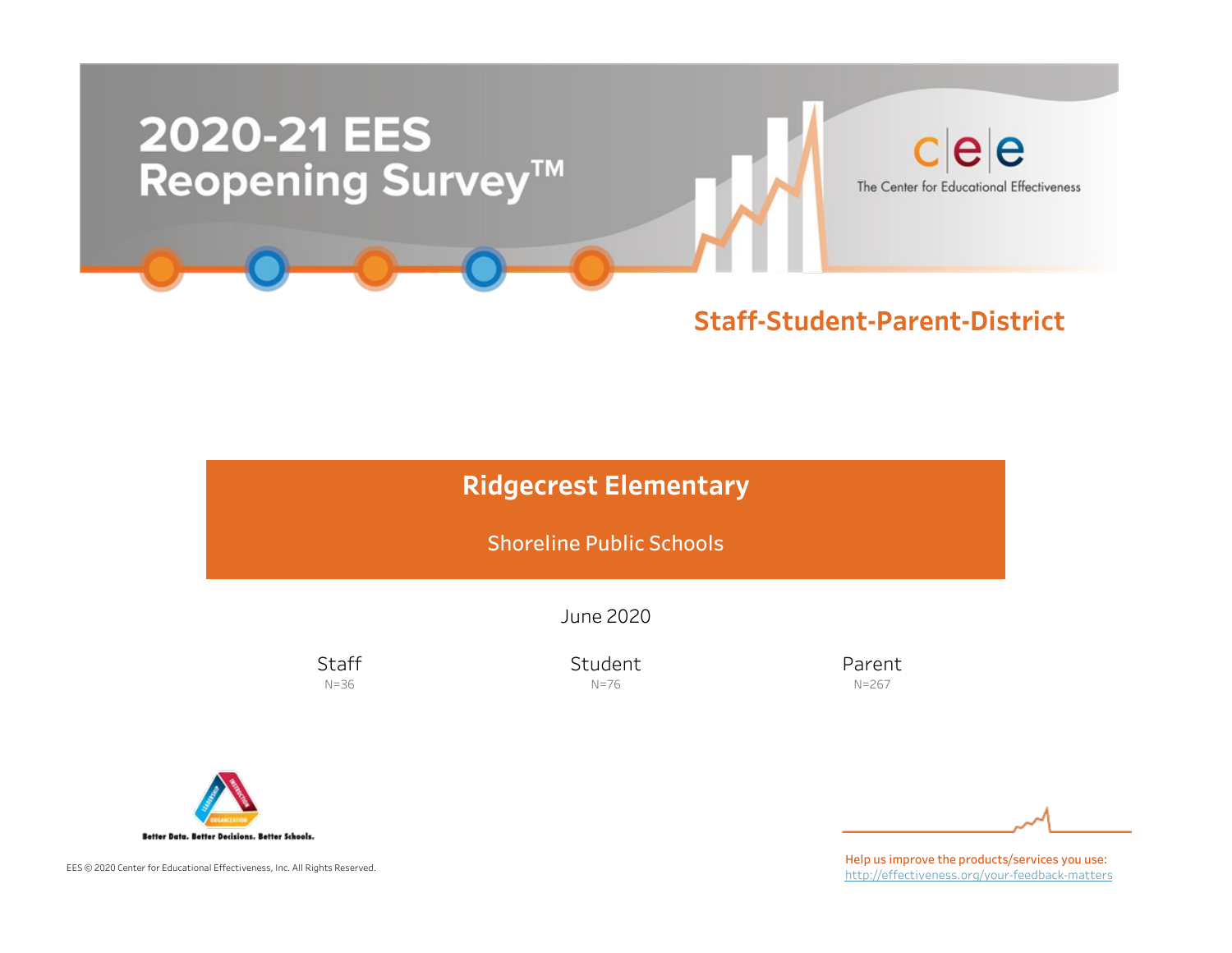# 2020-21 EES Reopening Survey™

cee The Center for Educational Effectiveness

## Staff-Student-Parent-District

## Ridgecrest Elementary

Shoreline Public Schools

June 2020

| Staff | Student | Parent |
|---|---|---|
| N=36 | N=76 | N=267 |

Better Data. Better Decisions. Better Schools.

EES © 2020 Center for Educational Effectiveness, Inc. All Rights Reserved.

Help us improve the products/services you use:
http://effectiveness.org/your-feedback-matters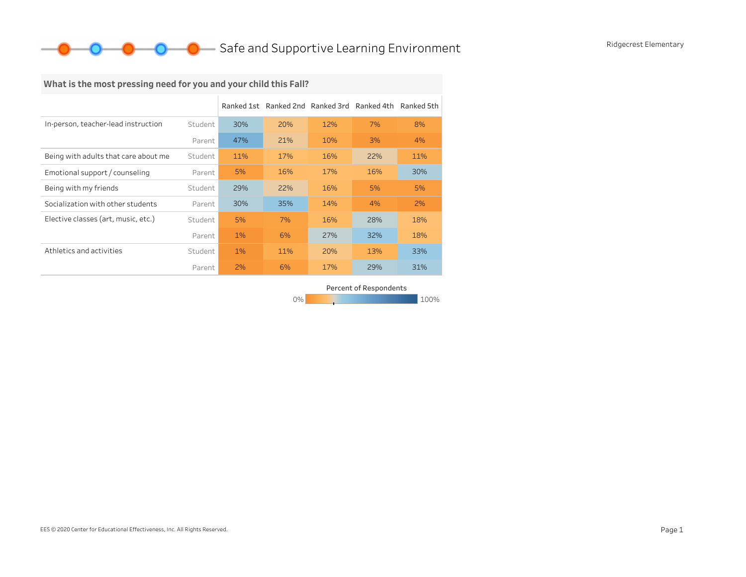# Safe and Supportive Learning Environment

Ridgecrest Elementary

**What is the most pressing need for you and your child this Fall?**

| | | Ranked 1st | Ranked 2nd | Ranked 3rd | Ranked 4th | Ranked 5th |
|---|---|---|---|---|---|---|
| In-person, teacher-lead instruction | Student | 30% | 20% | 12% | 7% | 8% |
| | Parent | 47% | 21% | 10% | 3% | 4% |
| Being with adults that care about me | Student | 11% | 17% | 16% | 22% | 11% |
| Emotional support / counseling | Parent | 5% | 16% | 17% | 16% | 30% |
| Being with my friends | Student | 29% | 22% | 16% | 5% | 5% |
| Socialization with other students | Parent | 30% | 35% | 14% | 4% | 2% |
| Elective classes (art, music, etc.) | Student | 5% | 7% | 16% | 28% | 18% |
| | Parent | 1% | 6% | 27% | 32% | 18% |
| Athletics and activities | Student | 1% | 11% | 20% | 13% | 33% |
| | Parent | 2% | 6% | 17% | 29% | 31% |

Percent of Respondents: 0% – 100%

EES © 2020 Center for Educational Effectiveness, Inc. All Rights Reserved.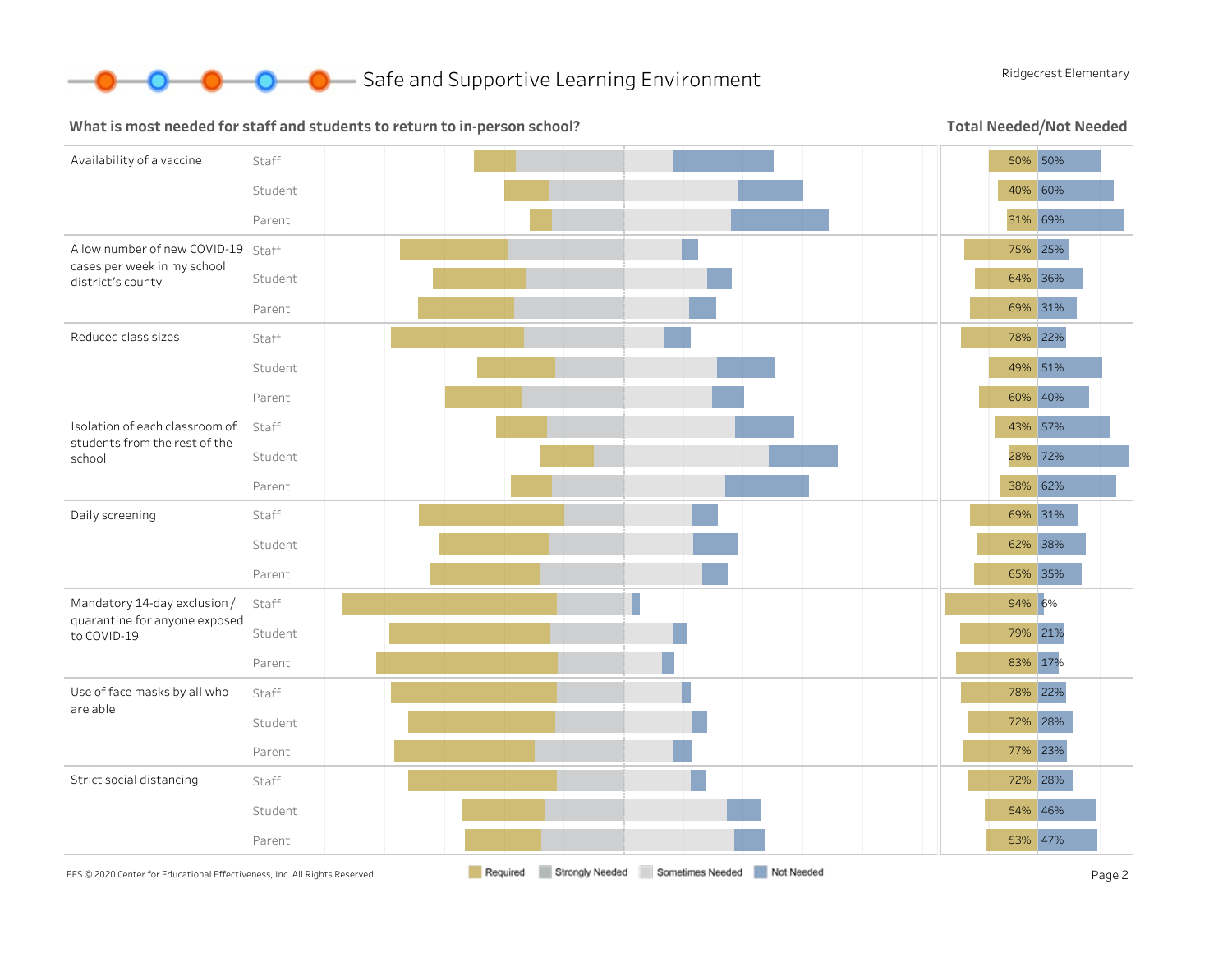# Safe and Supportive Learning Environment

Ridgecrest Elementary

## What is most needed for staff and students to return to in-person school?

**Total Needed/Not Needed**

| Item | Group | Needed | Not Needed |
|---|---|---|---|
| Availability of a vaccine | Staff | 50% | 50% |
| | Student | 40% | 60% |
| | Parent | 31% | 69% |
| A low number of new COVID-19 cases per week in my school district's county | Staff | 75% | 25% |
| | Student | 64% | 36% |
| | Parent | 69% | 31% |
| Reduced class sizes | Staff | 78% | 22% |
| | Student | 49% | 51% |
| | Parent | 60% | 40% |
| Isolation of each classroom of students from the rest of the school | Staff | 43% | 57% |
| | Student | 28% | 72% |
| | Parent | 38% | 62% |
| Daily screening | Staff | 69% | 31% |
| | Student | 62% | 38% |
| | Parent | 65% | 35% |
| Mandatory 14-day exclusion / quarantine for anyone exposed to COVID-19 | Staff | 94% | 6% |
| | Student | 79% | 21% |
| | Parent | 83% | 17% |
| Use of face masks by all who are able | Staff | 78% | 22% |
| | Student | 72% | 28% |
| | Parent | 77% | 23% |
| Strict social distancing | Staff | 72% | 28% |
| | Student | 54% | 46% |
| | Parent | 53% | 47% |

Legend: Required, Strongly Needed, Sometimes Needed, Not Needed

EES © 2020 Center for Educational Effectiveness, Inc. All Rights Reserved.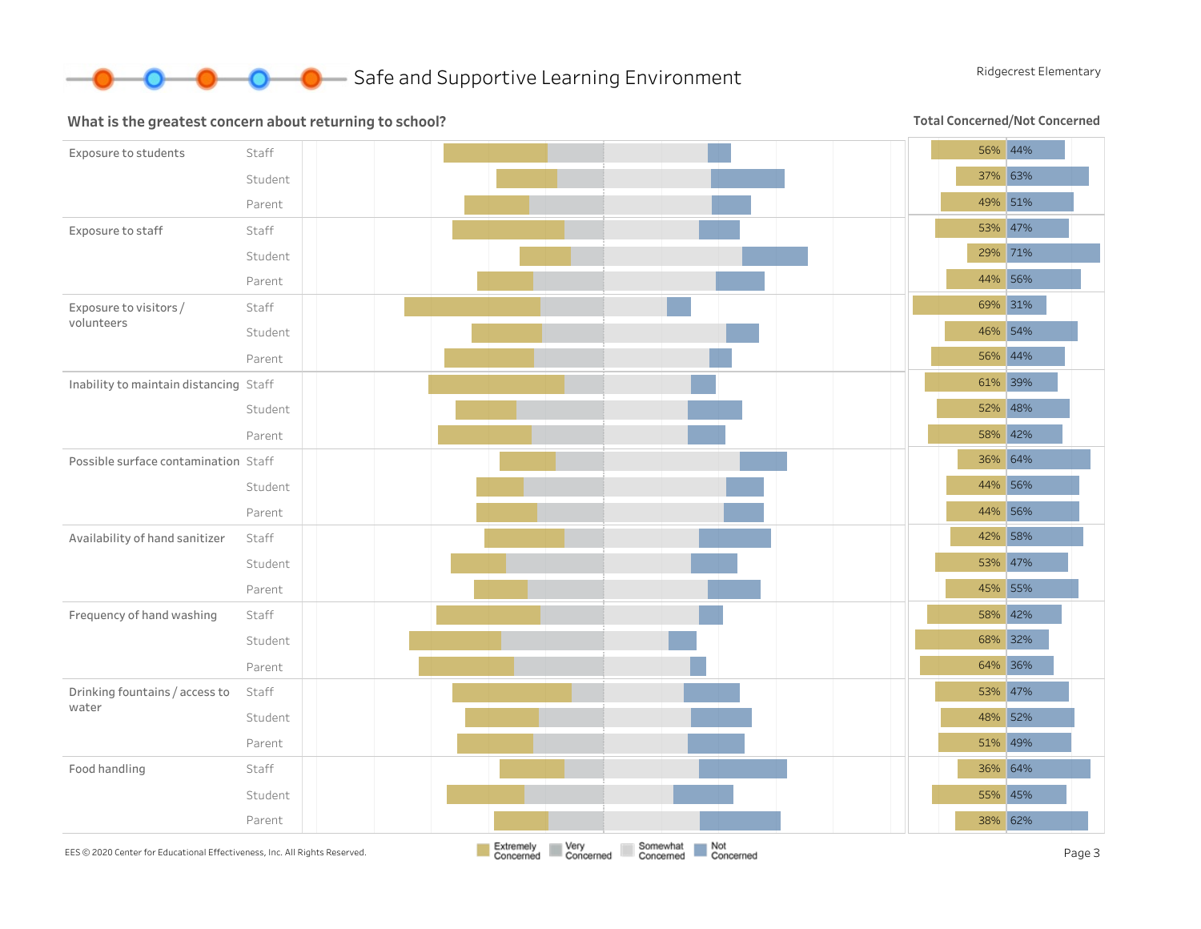# Safe and Supportive Learning Environment

Ridgecrest Elementary

## What is the greatest concern about returning to school?

**Total Concerned/Not Concerned**

| Concern | Group | Concerned | Not Concerned |
|---|---|---|---|
| Exposure to students | Staff | 56% | 44% |
| | Student | 37% | 63% |
| | Parent | 49% | 51% |
| Exposure to staff | Staff | 53% | 47% |
| | Student | 29% | 71% |
| | Parent | 44% | 56% |
| Exposure to visitors / volunteers | Staff | 69% | 31% |
| | Student | 46% | 54% |
| | Parent | 56% | 44% |
| Inability to maintain distancing | Staff | 61% | 39% |
| | Student | 52% | 48% |
| | Parent | 58% | 42% |
| Possible surface contamination | Staff | 36% | 64% |
| | Student | 44% | 56% |
| | Parent | 44% | 56% |
| Availability of hand sanitizer | Staff | 42% | 58% |
| | Student | 53% | 47% |
| | Parent | 45% | 55% |
| Frequency of hand washing | Staff | 58% | 42% |
| | Student | 68% | 32% |
| | Parent | 64% | 36% |
| Drinking fountains / access to water | Staff | 53% | 47% |
| | Student | 48% | 52% |
| | Parent | 51% | 49% |
| Food handling | Staff | 36% | 64% |
| | Student | 55% | 45% |
| | Parent | 38% | 62% |

Legend: Extremely Concerned, Very Concerned, Somewhat Concerned, Not Concerned

EES © 2020 Center for Educational Effectiveness, Inc. All Rights Reserved.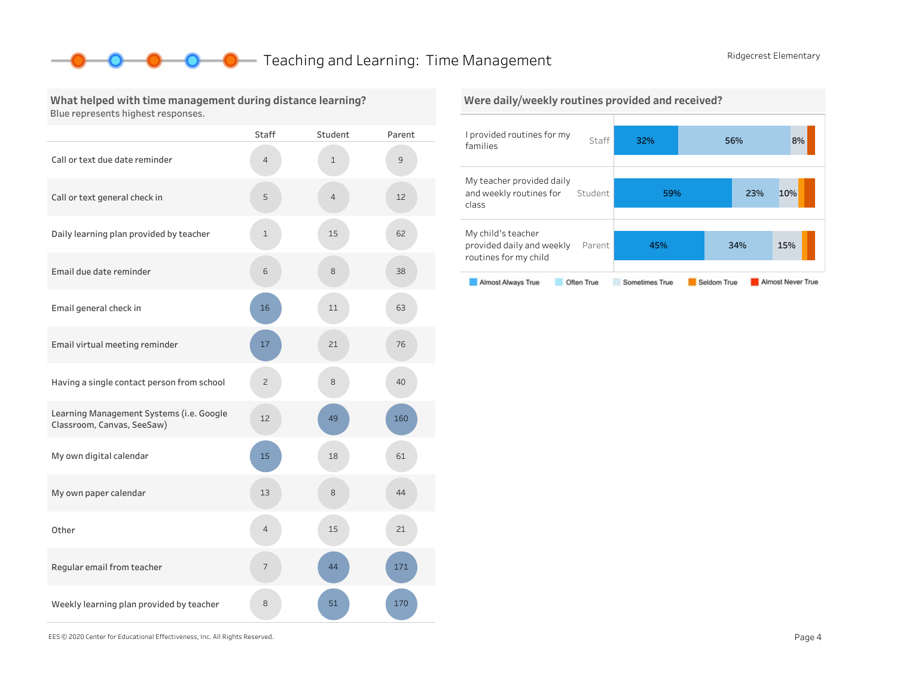# Teaching and Learning: Time Management

Ridgecrest Elementary

## What helped with time management during distance learning?

Blue represents highest responses.

| | Staff | Student | Parent |
|---|---|---|---|
| Call or text due date reminder | 4 | 1 | 9 |
| Call or text general check in | 5 | 4 | 12 |
| Daily learning plan provided by teacher | 1 | 15 | 62 |
| Email due date reminder | 6 | 8 | 38 |
| Email general check in | 16 | 11 | 63 |
| Email virtual meeting reminder | 17 | 21 | 76 |
| Having a single contact person from school | 2 | 8 | 40 |
| Learning Management Systems (i.e. Google Classroom, Canvas, SeeSaw) | 12 | 49 | 160 |
| My own digital calendar | 15 | 18 | 61 |
| My own paper calendar | 13 | 8 | 44 |
| Other | 4 | 15 | 21 |
| Regular email from teacher | 7 | 44 | 171 |
| Weekly learning plan provided by teacher | 8 | 51 | 170 |

## Were daily/weekly routines provided and received?

| Statement | Group | Almost Always True | Often True | Sometimes True | Seldom True | Almost Never True |
|---|---|---|---|---|---|---|
| I provided routines for my families | Staff | 32% | 56% | 8% | | |
| My teacher provided daily and weekly routines for class | Student | 59% | 23% | 10% | | |
| My child's teacher provided daily and weekly routines for my child | Parent | 45% | 34% | 15% | | |

EES © 2020 Center for Educational Effectiveness, Inc. All Rights Reserved.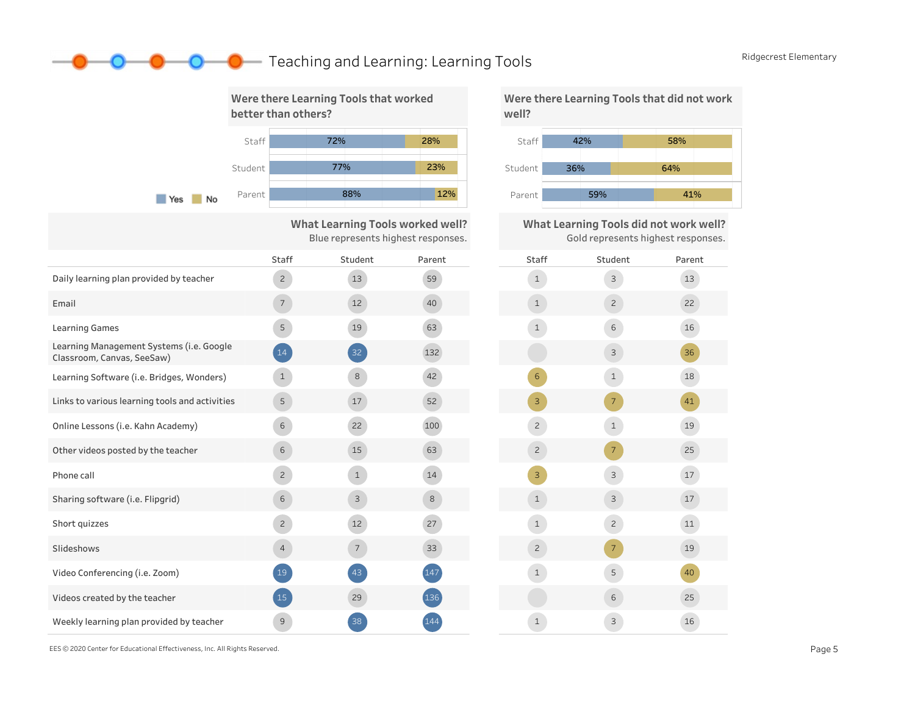# Teaching and Learning: Learning Tools

Ridgecrest Elementary

## Were there Learning Tools that worked better than others?

| | Yes | No |
|---|---|---|
| Staff | 72% | 28% |
| Student | 77% | 23% |
| Parent | 88% | 12% |

## Were there Learning Tools that did not work well?

| | Yes | No |
|---|---|---|
| Staff | 42% | 58% |
| Student | 36% | 64% |
| Parent | 59% | 41% |

## What Learning Tools worked well? / What Learning Tools did not work well?

Blue represents highest responses. Gold represents highest responses.

| | Worked well: Staff | Worked well: Student | Worked well: Parent | Did not work well: Staff | Did not work well: Student | Did not work well: Parent |
|---|---|---|---|---|---|---|
| Daily learning plan provided by teacher | 2 | 13 | 59 | 1 | 3 | 13 |
| Email | 7 | 12 | 40 | 1 | 2 | 22 |
| Learning Games | 5 | 19 | 63 | 1 | 6 | 16 |
| Learning Management Systems (i.e. Google Classroom, Canvas, SeeSaw) | 14 | 32 | 132 | | 3 | 36 |
| Learning Software (i.e. Bridges, Wonders) | 1 | 8 | 42 | 6 | 1 | 18 |
| Links to various learning tools and activities | 5 | 17 | 52 | 3 | 7 | 41 |
| Online Lessons (i.e. Kahn Academy) | 6 | 22 | 100 | 2 | 1 | 19 |
| Other videos posted by the teacher | 6 | 15 | 63 | 2 | 7 | 25 |
| Phone call | 2 | 1 | 14 | 3 | 3 | 17 |
| Sharing software (i.e. Flipgrid) | 6 | 3 | 8 | 1 | 3 | 17 |
| Short quizzes | 2 | 12 | 27 | 1 | 2 | 11 |
| Slideshows | 4 | 7 | 33 | 2 | 7 | 19 |
| Video Conferencing (i.e. Zoom) | 19 | 43 | 147 | 1 | 5 | 40 |
| Videos created by the teacher | 15 | 29 | 136 | | 6 | 25 |
| Weekly learning plan provided by teacher | 9 | 38 | 144 | 1 | 3 | 16 |

EES © 2020 Center for Educational Effectiveness, Inc. All Rights Reserved.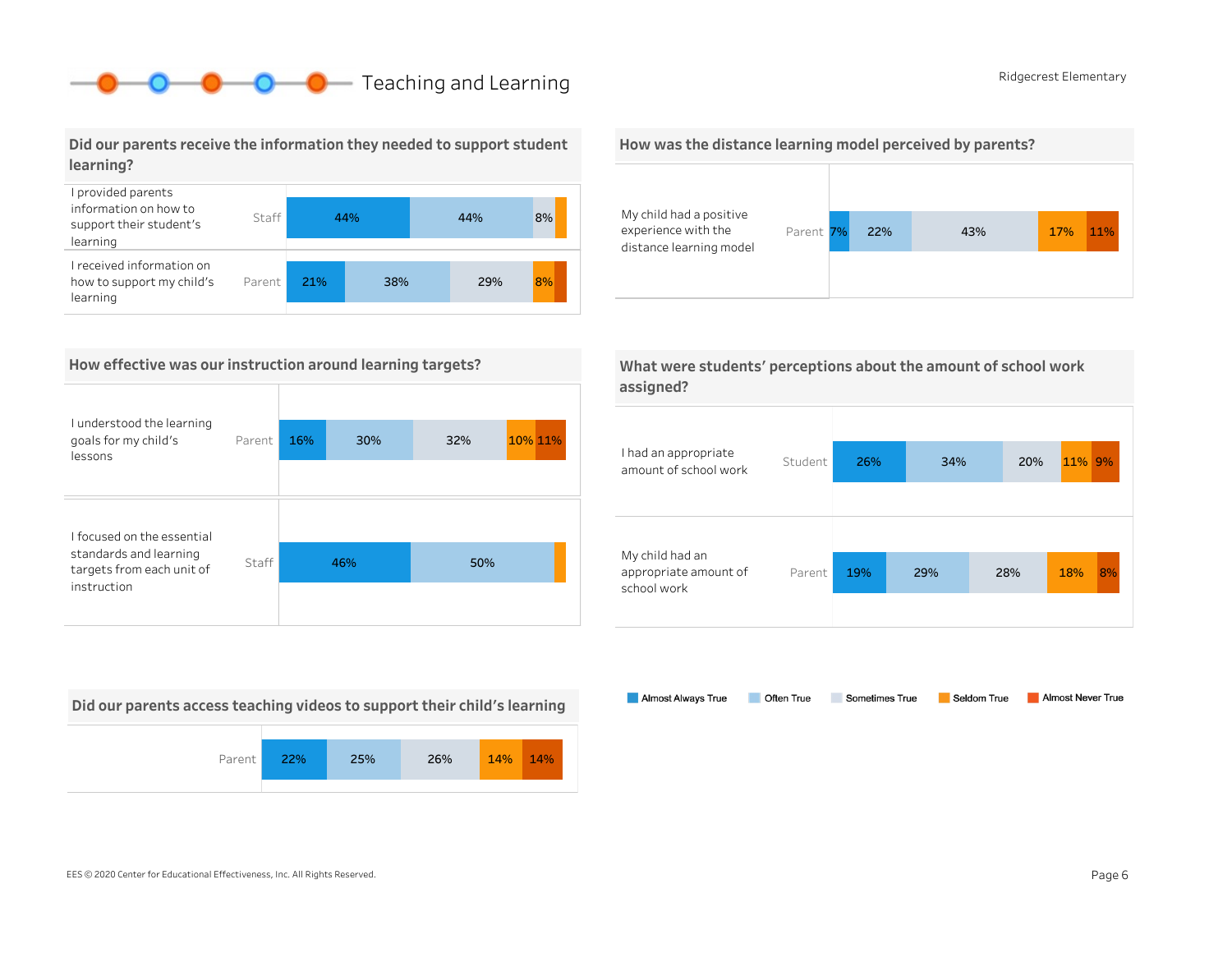# Teaching and Learning

Ridgecrest Elementary

## Did our parents receive the information they needed to support student learning?

| Item | Respondent | Almost Always True | Often True | Sometimes True | Seldom True | Almost Never True |
|---|---|---|---|---|---|---|
| I provided parents information on how to support their student's learning | Staff | 44% | 44% | 8% | | |
| I received information on how to support my child's learning | Parent | 21% | 38% | 29% | 8% | |

## How was the distance learning model perceived by parents?

| Item | Respondent | Almost Always True | Often True | Sometimes True | Seldom True | Almost Never True |
|---|---|---|---|---|---|---|
| My child had a positive experience with the distance learning model | Parent | 7% | 22% | 43% | 17% | 11% |

## How effective was our instruction around learning targets?

| Item | Respondent | Almost Always True | Often True | Sometimes True | Seldom True | Almost Never True |
|---|---|---|---|---|---|---|
| I understood the learning goals for my child's lessons | Parent | 16% | 30% | 32% | 10% | 11% |
| I focused on the essential standards and learning targets from each unit of instruction | Staff | 46% | 50% | | | |

## What were students' perceptions about the amount of school work assigned?

| Item | Respondent | Almost Always True | Often True | Sometimes True | Seldom True | Almost Never True |
|---|---|---|---|---|---|---|
| I had an appropriate amount of school work | Student | 26% | 34% | 20% | 11% | 9% |
| My child had an appropriate amount of school work | Parent | 19% | 29% | 28% | 18% | 8% |

## Did our parents access teaching videos to support their child's learning

| Respondent | Almost Always True | Often True | Sometimes True | Seldom True | Almost Never True |
|---|---|---|---|---|---|
| Parent | 22% | 25% | 26% | 14% | 14% |

Legend: Almost Always True, Often True, Sometimes True, Seldom True, Almost Never True

EES © 2020 Center for Educational Effectiveness, Inc. All Rights Reserved.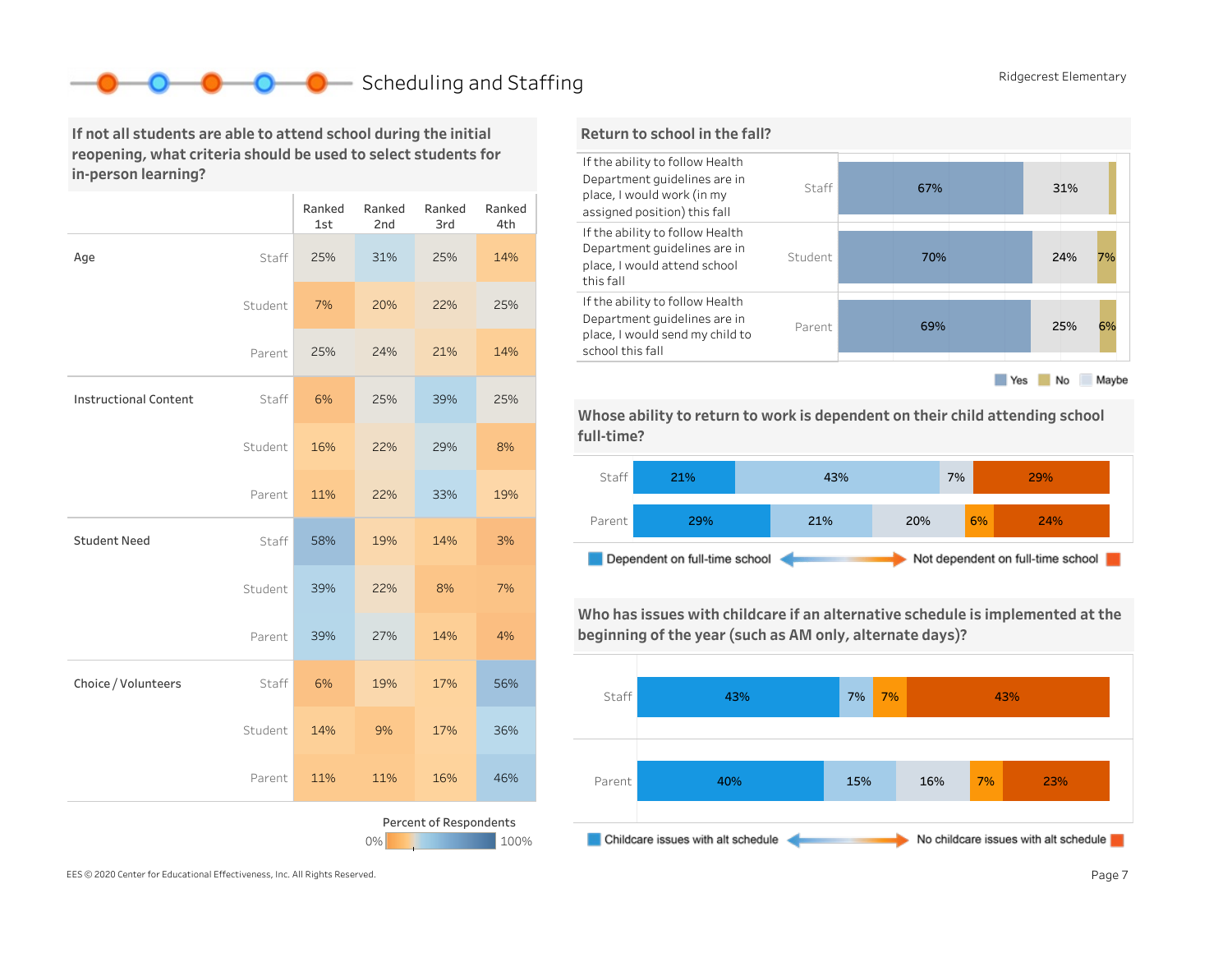# Scheduling and Staffing

Ridgecrest Elementary

## If not all students are able to attend school during the initial reopening, what criteria should be used to select students for in-person learning?

| | | Ranked 1st | Ranked 2nd | Ranked 3rd | Ranked 4th |
|---|---|---|---|---|---|
| Age | Staff | 25% | 31% | 25% | 14% |
| | Student | 7% | 20% | 22% | 25% |
| | Parent | 25% | 24% | 21% | 14% |
| Instructional Content | Staff | 6% | 25% | 39% | 25% |
| | Student | 16% | 22% | 29% | 8% |
| | Parent | 11% | 22% | 33% | 19% |
| Student Need | Staff | 58% | 19% | 14% | 3% |
| | Student | 39% | 22% | 8% | 7% |
| | Parent | 39% | 27% | 14% | 4% |
| Choice / Volunteers | Staff | 6% | 19% | 17% | 56% |
| | Student | 14% | 9% | 17% | 36% |
| | Parent | 11% | 11% | 16% | 46% |

Percent of Respondents: 0% – 100%

## Return to school in the fall?

| Statement | Group | Yes | No | Maybe |
|---|---|---|---|---|
| If the ability to follow Health Department guidelines are in place, I would work (in my assigned position) this fall | Staff | 67% | | 31% |
| If the ability to follow Health Department guidelines are in place, I would attend school this fall | Student | 70% | 7% | 24% |
| If the ability to follow Health Department guidelines are in place, I would send my child to school this fall | Parent | 69% | 6% | 25% |

## Whose ability to return to work is dependent on their child attending school full-time?

Dependent on full-time school ← → Not dependent on full-time school

| Group | | | | | |
|---|---|---|---|---|---|
| Staff | 21% | 43% | 7% | | 29% |
| Parent | 29% | 21% | 20% | 6% | 24% |

## Who has issues with childcare if an alternative schedule is implemented at the beginning of the year (such as AM only, alternate days)?

Childcare issues with alt schedule ← → No childcare issues with alt schedule

| Group | | | | | |
|---|---|---|---|---|---|
| Staff | 43% | 7% | | 7% | 43% |
| Parent | 40% | 15% | 16% | 7% | 23% |

EES © 2020 Center for Educational Effectiveness, Inc. All Rights Reserved.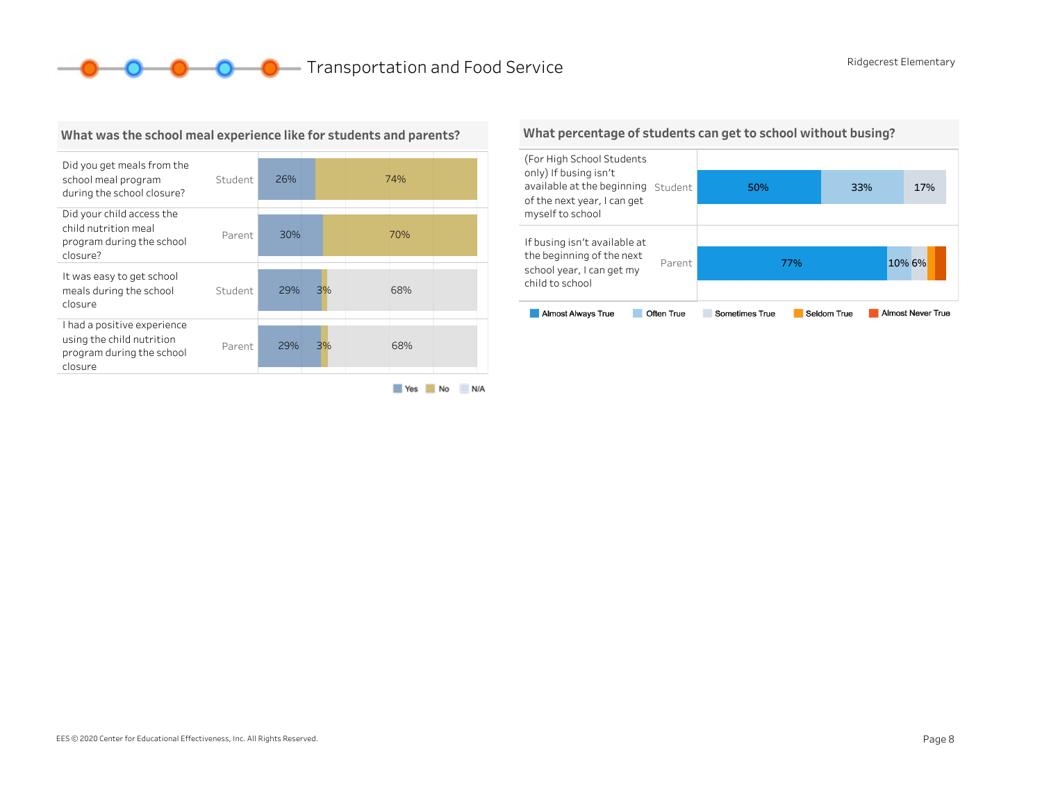# Transportation and Food Service

Ridgecrest Elementary

## What was the school meal experience like for students and parents?

| Question | Respondent | Yes | No | N/A |
|---|---|---|---|---|
| Did you get meals from the school meal program during the school closure? | Student | 26% | 74% | |
| Did your child access the child nutrition meal program during the school closure? | Parent | 30% | 70% | |
| It was easy to get school meals during the school closure | Student | 29% | 3% | 68% |
| I had a positive experience using the child nutrition program during the school closure | Parent | 29% | 3% | 68% |

## What percentage of students can get to school without busing?

| Question | Respondent | Almost Always True | Often True | Sometimes True | Seldom True | Almost Never True |
|---|---|---|---|---|---|---|
| (For High School Students only) If busing isn't available at the beginning of the next year, I can get myself to school | Student | 50% | 33% | 17% | | |
| If busing isn't available at the beginning of the next school year, I can get my child to school | Parent | 77% | 10% | 6% | | |

EES © 2020 Center for Educational Effectiveness, Inc. All Rights Reserved.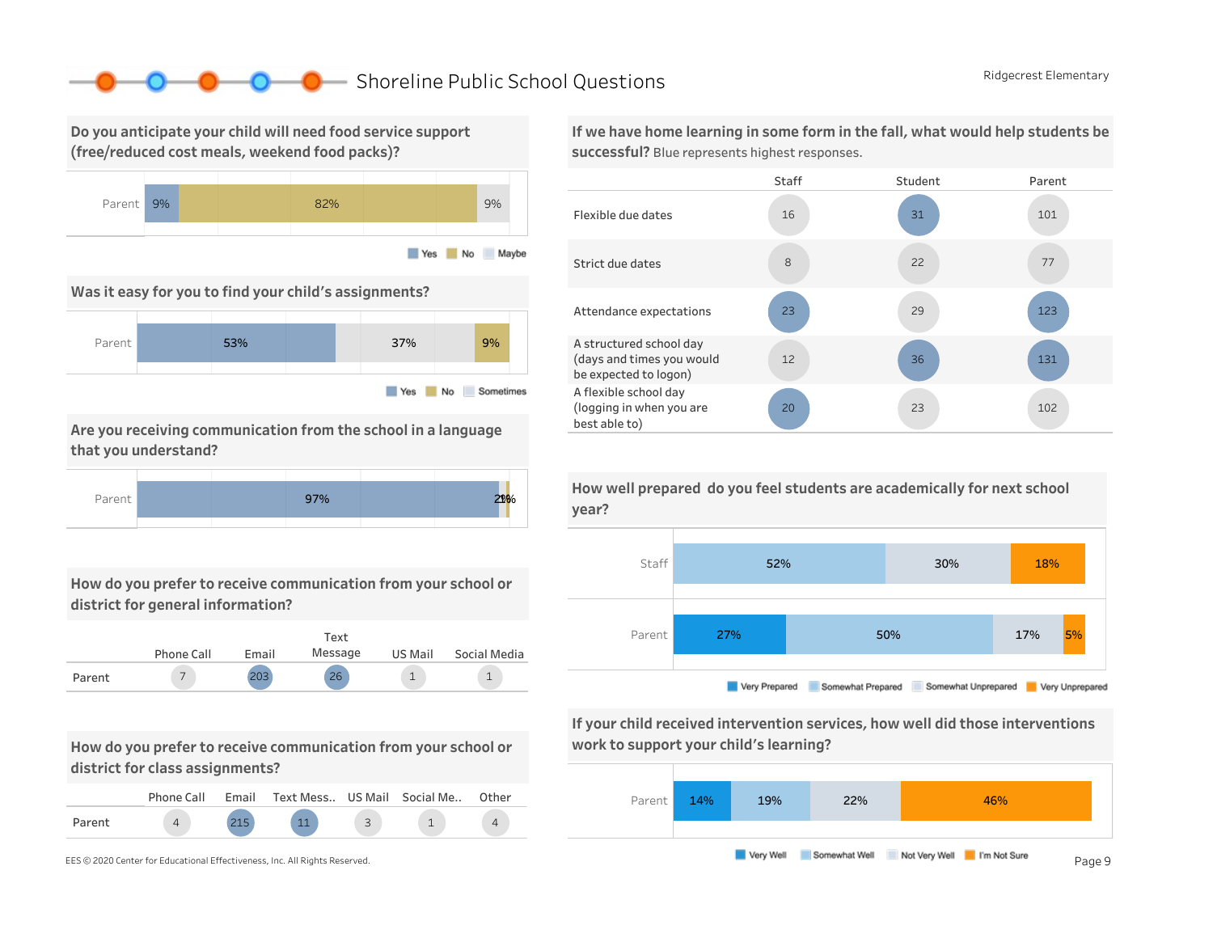# Shoreline Public School Questions

Ridgecrest Elementary

## Do you anticipate your child will need food service support (free/reduced cost meals, weekend food packs)?

| | Yes | No | Maybe |
|---|---|---|---|
| Parent | 9% | 82% | 9% |

## Was it easy for you to find your child's assignments?

| | Yes | Sometimes | No |
|---|---|---|---|
| Parent | 53% | 37% | 9% |

## Are you receiving communication from the school in a language that you understand?

| | |
|---|---|
| Parent | 97%, 2%, 1% |

## How do you prefer to receive communication from your school or district for general information?

| | Phone Call | Email | Text Message | US Mail | Social Media |
|---|---|---|---|---|---|
| Parent | 7 | 203 | 26 | 1 | 1 |

## How do you prefer to receive communication from your school or district for class assignments?

| | Phone Call | Email | Text Mess.. | US Mail | Social Me.. | Other |
|---|---|---|---|---|---|---|
| Parent | 4 | 215 | 11 | 3 | 1 | 4 |

## If we have home learning in some form in the fall, what would help students be successful? Blue represents highest responses.

| | Staff | Student | Parent |
|---|---|---|---|
| Flexible due dates | 16 | 31 | 101 |
| Strict due dates | 8 | 22 | 77 |
| Attendance expectations | 23 | 29 | 123 |
| A structured school day (days and times you would be expected to logon) | 12 | 36 | 131 |
| A flexible school day (logging in when you are best able to) | 20 | 23 | 102 |

## How well prepared do you feel students are academically for next school year?

| | Very Prepared | Somewhat Prepared | Somewhat Unprepared | Very Unprepared |
|---|---|---|---|---|
| Staff | | 52% | 30% | 18% |
| Parent | 27% | 50% | 17% | 5% |

## If your child received intervention services, how well did those interventions work to support your child's learning?

| | Very Well | Somewhat Well | Not Very Well | I'm Not Sure |
|---|---|---|---|---|
| Parent | 14% | 19% | 22% | 46% |

EES © 2020 Center for Educational Effectiveness, Inc. All Rights Reserved.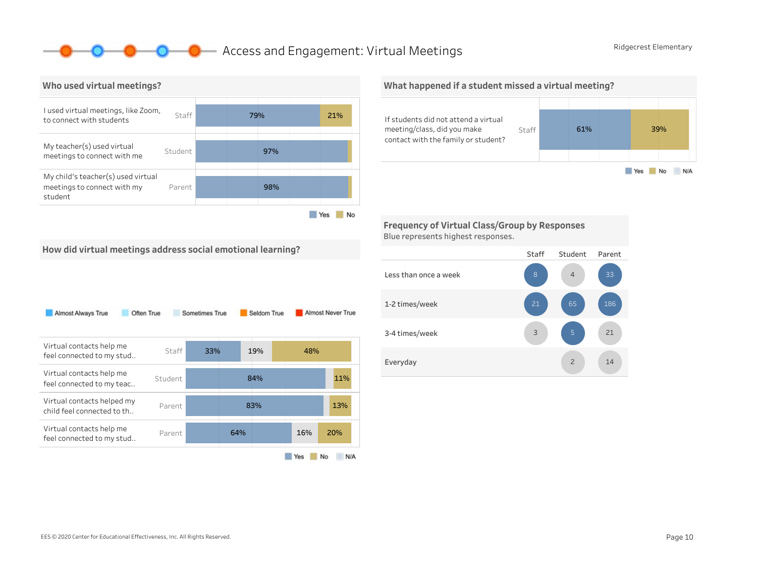# Access and Engagement: Virtual Meetings

Ridgecrest Elementary

## Who used virtual meetings?

| Question | Respondent | Yes | No |
|---|---|---|---|
| I used virtual meetings, like Zoom, to connect with students | Staff | 79% | 21% |
| My teacher(s) used virtual meetings to connect with me | Student | 97% | |
| My child's teacher(s) used virtual meetings to connect with my student | Parent | 98% | |

Yes | No

## How did virtual meetings address social emotional learning?

Almost Always True | Often True | Sometimes True | Seldom True | Almost Never True

| Question | Respondent | Yes | N/A | No |
|---|---|---|---|---|
| Virtual contacts help me feel connected to my stud.. | Staff | 33% | 19% | 48% |
| Virtual contacts help me feel connected to my teac.. | Student | 84% | | 11% |
| Virtual contacts helped my child feel connected to th.. | Parent | 83% | | 13% |
| Virtual contacts help me feel connected to my stud.. | Parent | 64% | 16% | 20% |

Yes | No | N/A

## What happened if a student missed a virtual meeting?

| Question | Respondent | Yes | No |
|---|---|---|---|
| If students did not attend a virtual meeting/class, did you make contact with the family or student? | Staff | 61% | 39% |

Yes | No | N/A

## Frequency of Virtual Class/Group by Responses

Blue represents highest responses.

| | Staff | Student | Parent |
|---|---|---|---|
| Less than once a week | 8 | 4 | 33 |
| 1-2 times/week | 21 | 65 | 186 |
| 3-4 times/week | 3 | 5 | 21 |
| Everyday | | 2 | 14 |

EES © 2020 Center for Educational Effectiveness, Inc. All Rights Reserved.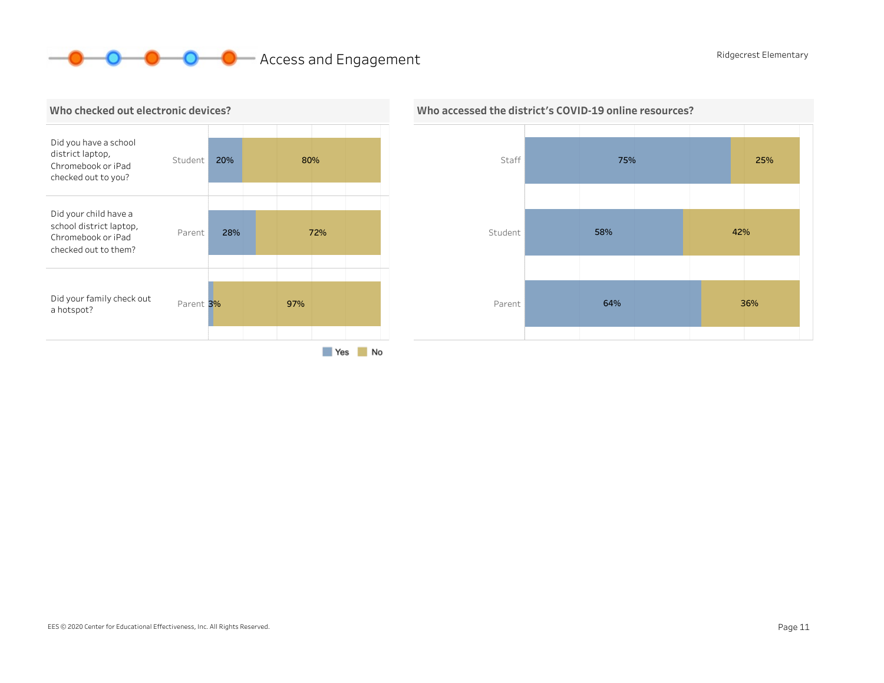# Access and Engagement

Ridgecrest Elementary

## Who checked out electronic devices?

| Question | Respondent | Yes | No |
|---|---|---|---|
| Did you have a school district laptop, Chromebook or iPad checked out to you? | Student | 20% | 80% |
| Did your child have a school district laptop, Chromebook or iPad checked out to them? | Parent | 28% | 72% |
| Did your family check out a hotspot? | Parent | 3% | 97% |

## Who accessed the district's COVID-19 online resources?

| Respondent | Yes | No |
|---|---|---|
| Staff | 75% | 25% |
| Student | 58% | 42% |
| Parent | 64% | 36% |

EES © 2020 Center for Educational Effectiveness, Inc. All Rights Reserved.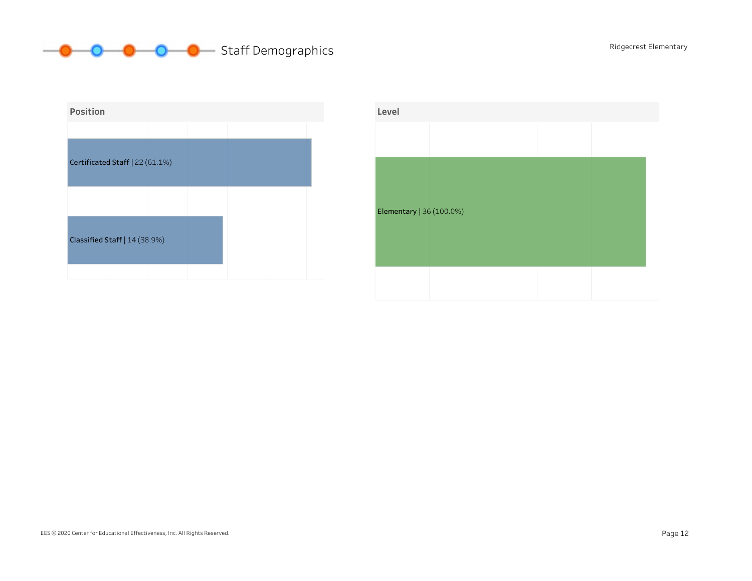# Staff Demographics

## Position

Certificated Staff | 22 (61.1%)

Classified Staff | 14 (38.9%)

## Level

Elementary | 36 (100.0%)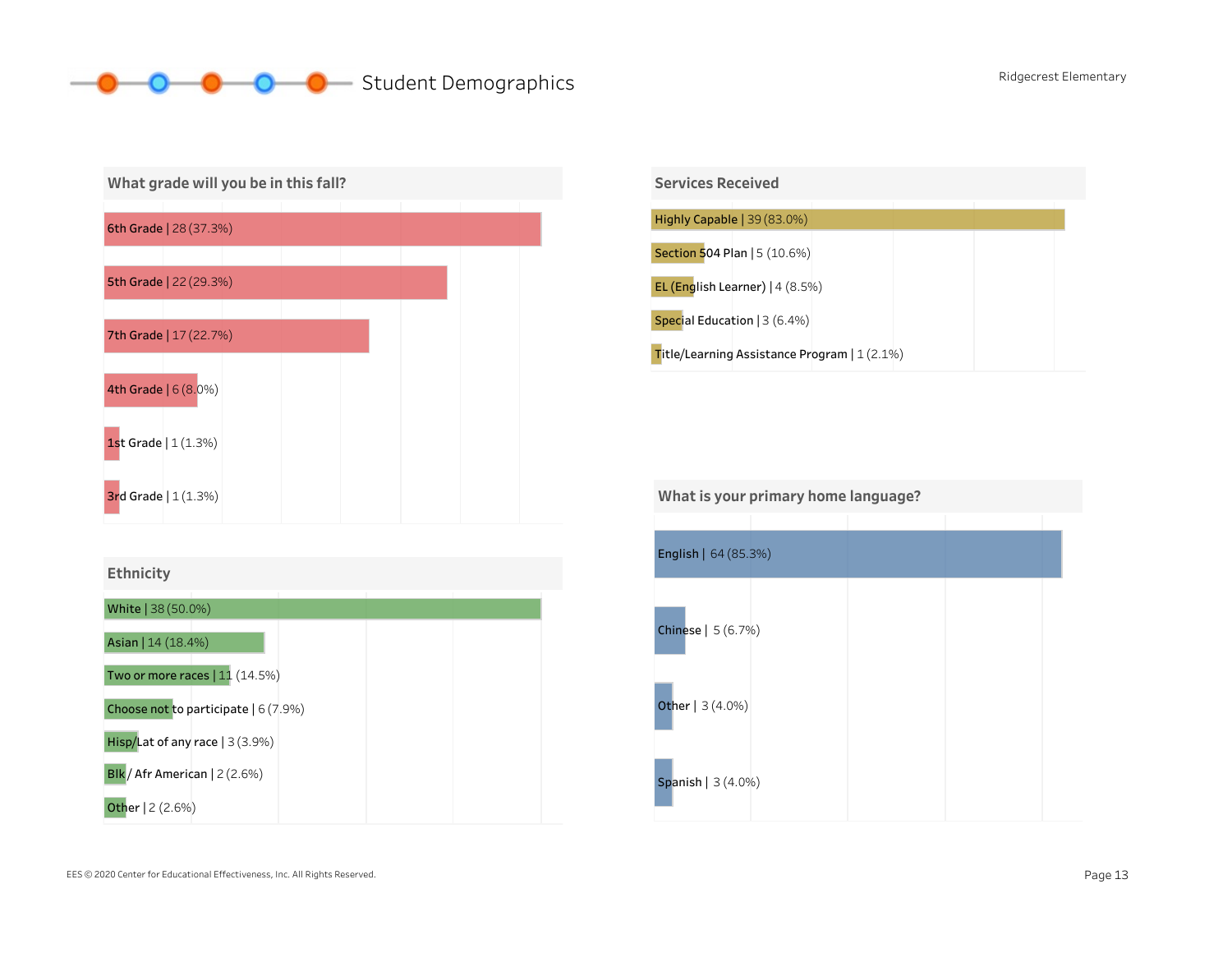# Student Demographics

Ridgecrest Elementary

## What grade will you be in this fall?

| Grade | Count | Percent |
| --- | --- | --- |
| 6th Grade | 28 | (37.3%) |
| 5th Grade | 22 | (29.3%) |
| 7th Grade | 17 | (22.7%) |
| 4th Grade | 6 | (8.0%) |
| 1st Grade | 1 | (1.3%) |
| 3rd Grade | 1 | (1.3%) |

## Services Received

| Service | Count | Percent |
| --- | --- | --- |
| Highly Capable | 39 | (83.0%) |
| Section 504 Plan | 5 | (10.6%) |
| EL (English Learner) | 4 | (8.5%) |
| Special Education | 3 | (6.4%) |
| Title/Learning Assistance Program | 1 | (2.1%) |

## Ethnicity

| Ethnicity | Count | Percent |
| --- | --- | --- |
| White | 38 | (50.0%) |
| Asian | 14 | (18.4%) |
| Two or more races | 11 | (14.5%) |
| Choose not to participate | 6 | (7.9%) |
| Hisp/Lat of any race | 3 | (3.9%) |
| Blk / Afr American | 2 | (2.6%) |
| Other | 2 | (2.6%) |

## What is your primary home language?

| Language | Count | Percent |
| --- | --- | --- |
| English | 64 | (85.3%) |
| Chinese | 5 | (6.7%) |
| Other | 3 | (4.0%) |
| Spanish | 3 | (4.0%) |

EES © 2020 Center for Educational Effectiveness, Inc. All Rights Reserved.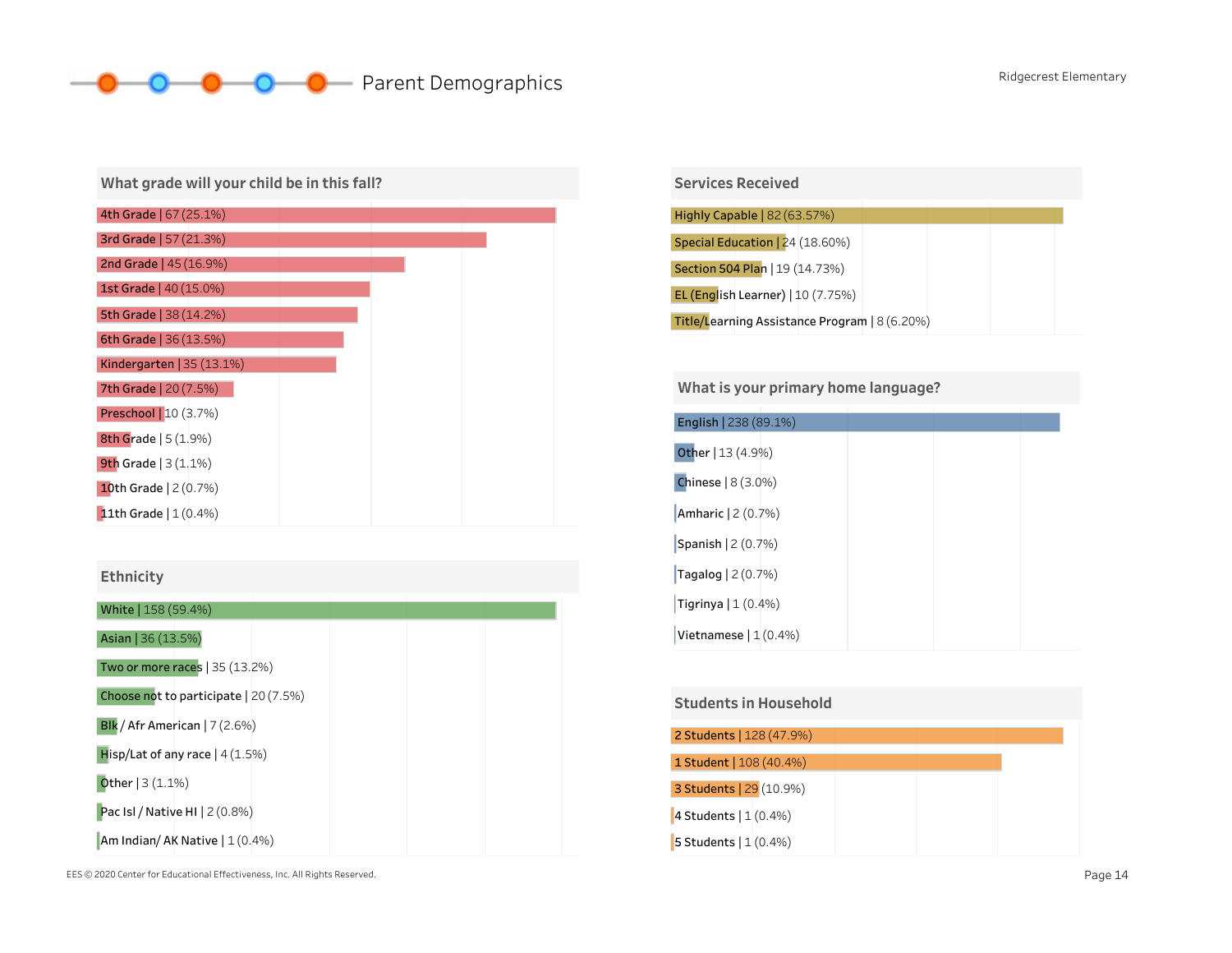# Parent Demographics

Ridgecrest Elementary

## What grade will your child be in this fall?

4th Grade | 67 (25.1%)
3rd Grade | 57 (21.3%)
2nd Grade | 45 (16.9%)
1st Grade | 40 (15.0%)
5th Grade | 38 (14.2%)
6th Grade | 36 (13.5%)
Kindergarten | 35 (13.1%)
7th Grade | 20 (7.5%)
Preschool | 10 (3.7%)
8th Grade | 5 (1.9%)
9th Grade | 3 (1.1%)
10th Grade | 2 (0.7%)
11th Grade | 1 (0.4%)

## Ethnicity

White | 158 (59.4%)
Asian | 36 (13.5%)
Two or more races | 35 (13.2%)
Choose not to participate | 20 (7.5%)
Blk / Afr American | 7 (2.6%)
Hisp/Lat of any race | 4 (1.5%)
Other | 3 (1.1%)
Pac Isl / Native HI | 2 (0.8%)
Am Indian/ AK Native | 1 (0.4%)

## Services Received

Highly Capable | 82 (63.57%)
Special Education | 24 (18.60%)
Section 504 Plan | 19 (14.73%)
EL (English Learner) | 10 (7.75%)
Title/Learning Assistance Program | 8 (6.20%)

## What is your primary home language?

English | 238 (89.1%)
Other | 13 (4.9%)
Chinese | 8 (3.0%)
Amharic | 2 (0.7%)
Spanish | 2 (0.7%)
Tagalog | 2 (0.7%)
Tigrinya | 1 (0.4%)
Vietnamese | 1 (0.4%)

## Students in Household

2 Students | 128 (47.9%)
1 Student | 108 (40.4%)
3 Students | 29 (10.9%)
4 Students | 1 (0.4%)
5 Students | 1 (0.4%)

EES © 2020 Center for Educational Effectiveness, Inc. All Rights Reserved.